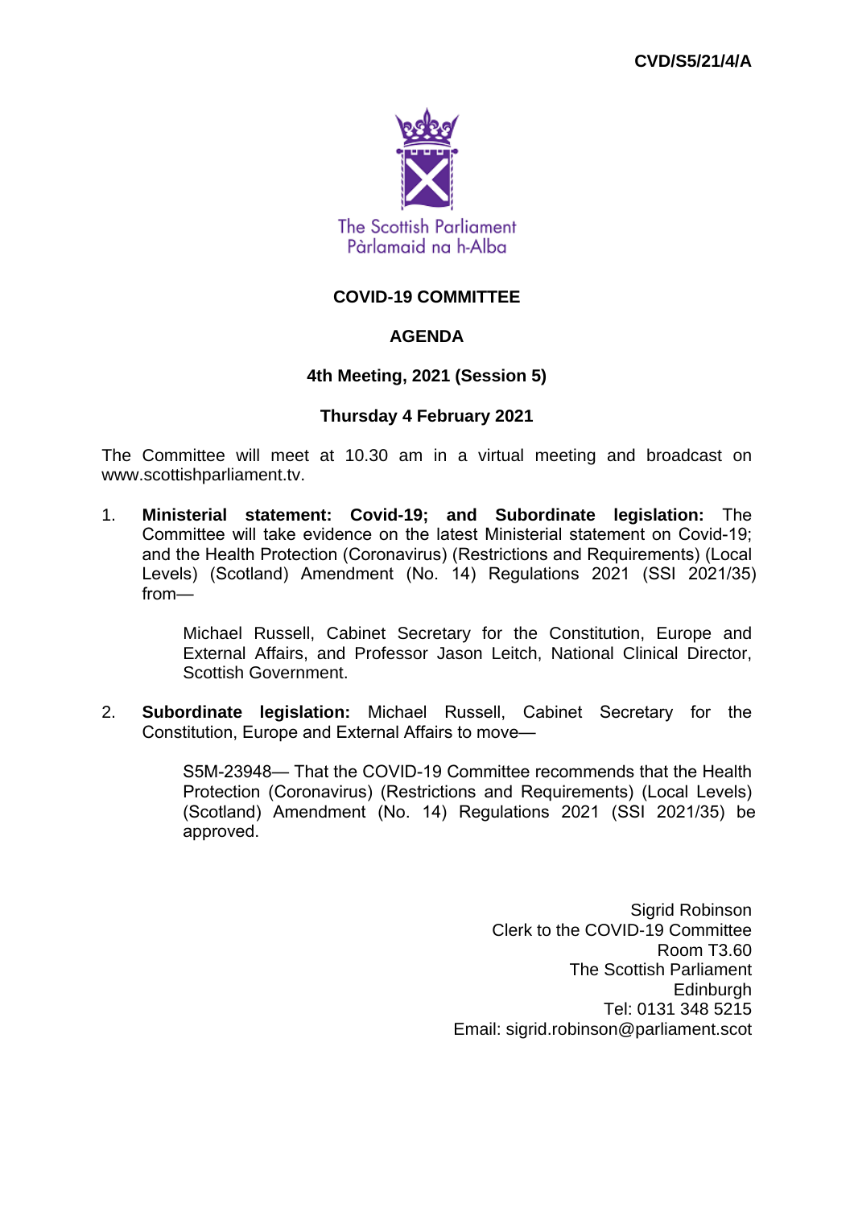CVD/S5/21/4/A

The Scottish Parliament
Pàrlamaid na h-Alba

# COVID-19 COMMITTEE

## AGENDA

### 4th Meeting, 2021 (Session 5)

### Thursday 4 February 2021

The Committee will meet at 10.30 am in a virtual meeting and broadcast on www.scottishparliament.tv.

1. **Ministerial statement: Covid-19; and Subordinate legislation:** The Committee will take evidence on the latest Ministerial statement on Covid-19; and the Health Protection (Coronavirus) (Restrictions and Requirements) (Local Levels) (Scotland) Amendment (No. 14) Regulations 2021 (SSI 2021/35) from—

   Michael Russell, Cabinet Secretary for the Constitution, Europe and External Affairs, and Professor Jason Leitch, National Clinical Director, Scottish Government.

2. **Subordinate legislation:** Michael Russell, Cabinet Secretary for the Constitution, Europe and External Affairs to move—

   S5M-23948— That the COVID-19 Committee recommends that the Health Protection (Coronavirus) (Restrictions and Requirements) (Local Levels) (Scotland) Amendment (No. 14) Regulations 2021 (SSI 2021/35) be approved.

Sigrid Robinson
Clerk to the COVID-19 Committee
Room T3.60
The Scottish Parliament
Edinburgh
Tel: 0131 348 5215
Email: sigrid.robinson@parliament.scot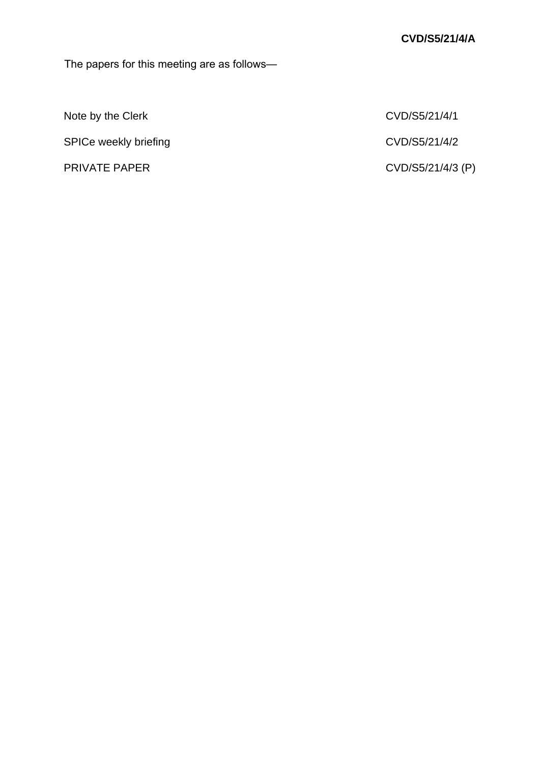**CVD/S5/21/4/A**

The papers for this meeting are as follows—

| | |
|---|---|
| Note by the Clerk | CVD/S5/21/4/1 |
| SPICe weekly briefing | CVD/S5/21/4/2 |
| PRIVATE PAPER | CVD/S5/21/4/3 (P) |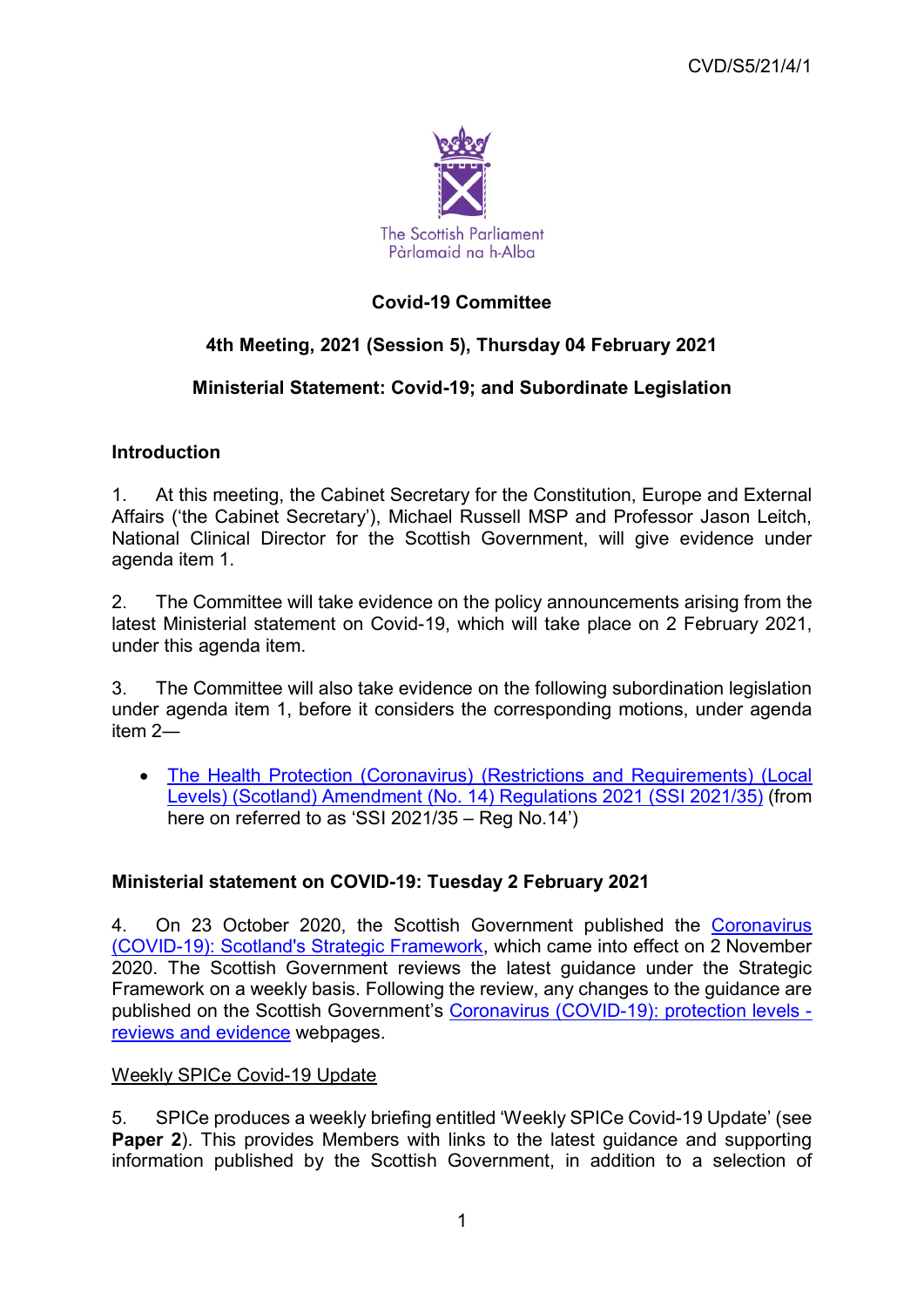CVD/S5/21/4/1

The Scottish Parliament
Pàrlamaid na h-Alba

**Covid-19 Committee**

**4th Meeting, 2021 (Session 5), Thursday 04 February 2021**

**Ministerial Statement: Covid-19; and Subordinate Legislation**

## Introduction

1. At this meeting, the Cabinet Secretary for the Constitution, Europe and External Affairs ('the Cabinet Secretary'), Michael Russell MSP and Professor Jason Leitch, National Clinical Director for the Scottish Government, will give evidence under agenda item 1.

2. The Committee will take evidence on the policy announcements arising from the latest Ministerial statement on Covid-19, which will take place on 2 February 2021, under this agenda item.

3. The Committee will also take evidence on the following subordination legislation under agenda item 1, before it considers the corresponding motions, under agenda item 2—

- The Health Protection (Coronavirus) (Restrictions and Requirements) (Local Levels) (Scotland) Amendment (No. 14) Regulations 2021 (SSI 2021/35) (from here on referred to as 'SSI 2021/35 – Reg No.14')

## Ministerial statement on COVID-19: Tuesday 2 February 2021

4. On 23 October 2020, the Scottish Government published the Coronavirus (COVID-19): Scotland's Strategic Framework, which came into effect on 2 November 2020. The Scottish Government reviews the latest guidance under the Strategic Framework on a weekly basis. Following the review, any changes to the guidance are published on the Scottish Government's Coronavirus (COVID-19): protection levels - reviews and evidence webpages.

### Weekly SPICe Covid-19 Update

5. SPICe produces a weekly briefing entitled 'Weekly SPICe Covid-19 Update' (see **Paper 2**). This provides Members with links to the latest guidance and supporting information published by the Scottish Government, in addition to a selection of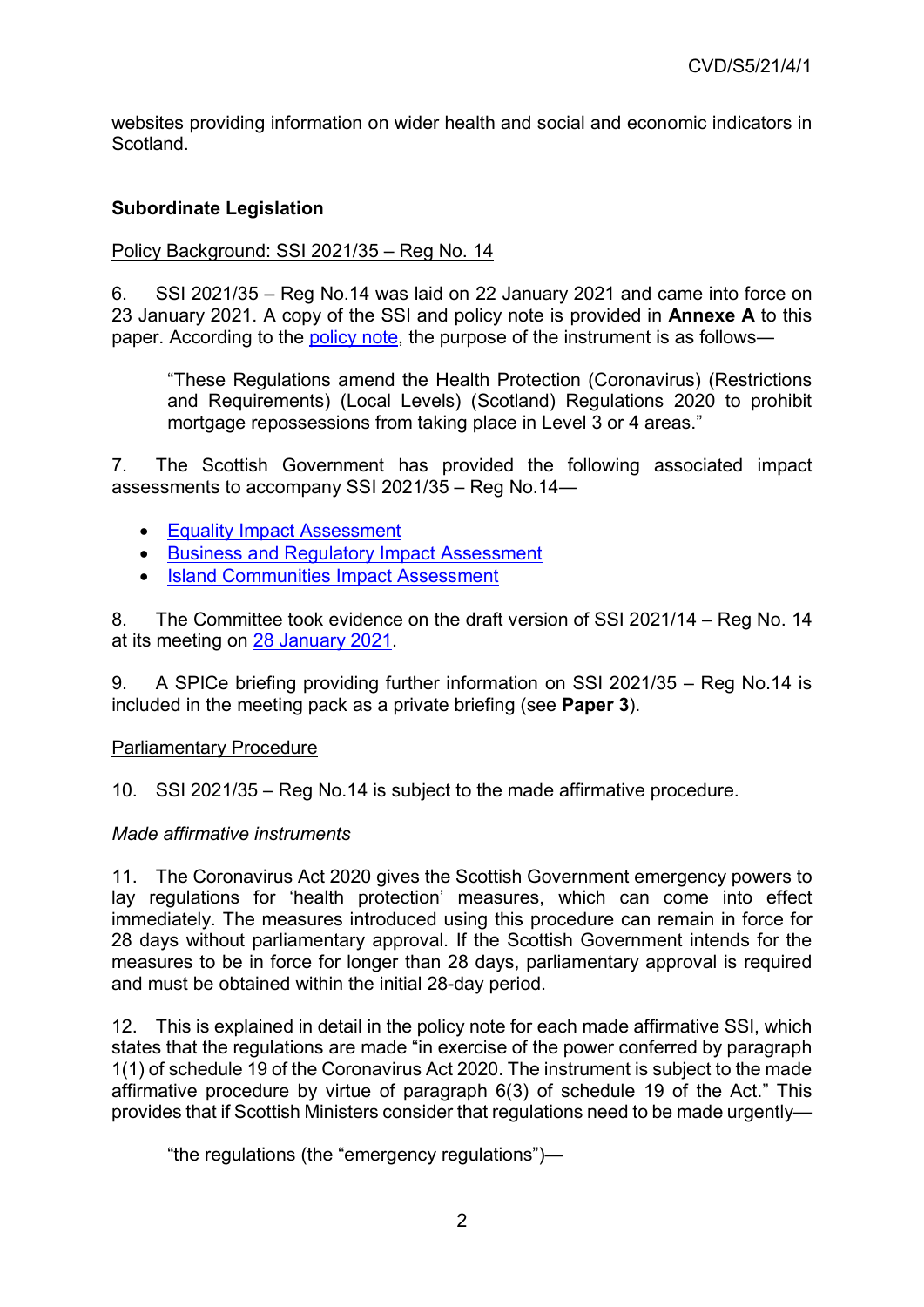websites providing information on wider health and social and economic indicators in Scotland.

**Subordinate Legislation**

Policy Background: SSI 2021/35 – Reg No. 14

6. SSI 2021/35 – Reg No.14 was laid on 22 January 2021 and came into force on 23 January 2021. A copy of the SSI and policy note is provided in **Annexe A** to this paper. According to the policy note, the purpose of the instrument is as follows—

> "These Regulations amend the Health Protection (Coronavirus) (Restrictions and Requirements) (Local Levels) (Scotland) Regulations 2020 to prohibit mortgage repossessions from taking place in Level 3 or 4 areas."

7. The Scottish Government has provided the following associated impact assessments to accompany SSI 2021/35 – Reg No.14—

- Equality Impact Assessment
- Business and Regulatory Impact Assessment
- Island Communities Impact Assessment

8. The Committee took evidence on the draft version of SSI 2021/14 – Reg No. 14 at its meeting on 28 January 2021.

9. A SPICe briefing providing further information on SSI 2021/35 – Reg No.14 is included in the meeting pack as a private briefing (see **Paper 3**).

Parliamentary Procedure

10. SSI 2021/35 – Reg No.14 is subject to the made affirmative procedure.

*Made affirmative instruments*

11. The Coronavirus Act 2020 gives the Scottish Government emergency powers to lay regulations for 'health protection' measures, which can come into effect immediately. The measures introduced using this procedure can remain in force for 28 days without parliamentary approval. If the Scottish Government intends for the measures to be in force for longer than 28 days, parliamentary approval is required and must be obtained within the initial 28-day period.

12. This is explained in detail in the policy note for each made affirmative SSI, which states that the regulations are made "in exercise of the power conferred by paragraph 1(1) of schedule 19 of the Coronavirus Act 2020. The instrument is subject to the made affirmative procedure by virtue of paragraph 6(3) of schedule 19 of the Act." This provides that if Scottish Ministers consider that regulations need to be made urgently—

> "the regulations (the "emergency regulations")—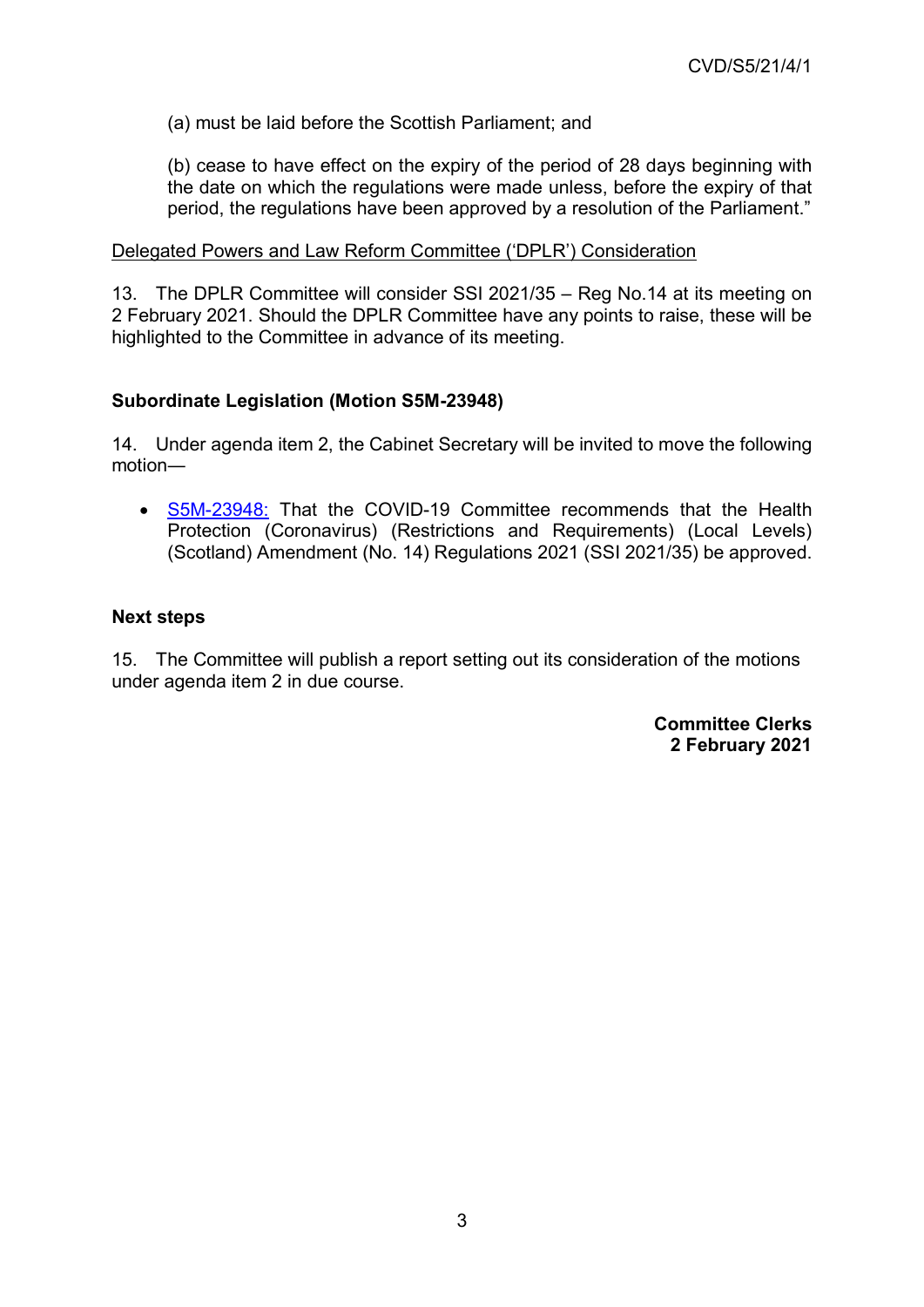(a) must be laid before the Scottish Parliament; and

(b) cease to have effect on the expiry of the period of 28 days beginning with the date on which the regulations were made unless, before the expiry of that period, the regulations have been approved by a resolution of the Parliament."

Delegated Powers and Law Reform Committee ('DPLR') Consideration

13. The DPLR Committee will consider SSI 2021/35 – Reg No.14 at its meeting on 2 February 2021. Should the DPLR Committee have any points to raise, these will be highlighted to the Committee in advance of its meeting.

**Subordinate Legislation (Motion S5M-23948)**

14. Under agenda item 2, the Cabinet Secretary will be invited to move the following motion—

- S5M-23948: That the COVID-19 Committee recommends that the Health Protection (Coronavirus) (Restrictions and Requirements) (Local Levels) (Scotland) Amendment (No. 14) Regulations 2021 (SSI 2021/35) be approved.

**Next steps**

15. The Committee will publish a report setting out its consideration of the motions under agenda item 2 in due course.

**Committee Clerks**
**2 February 2021**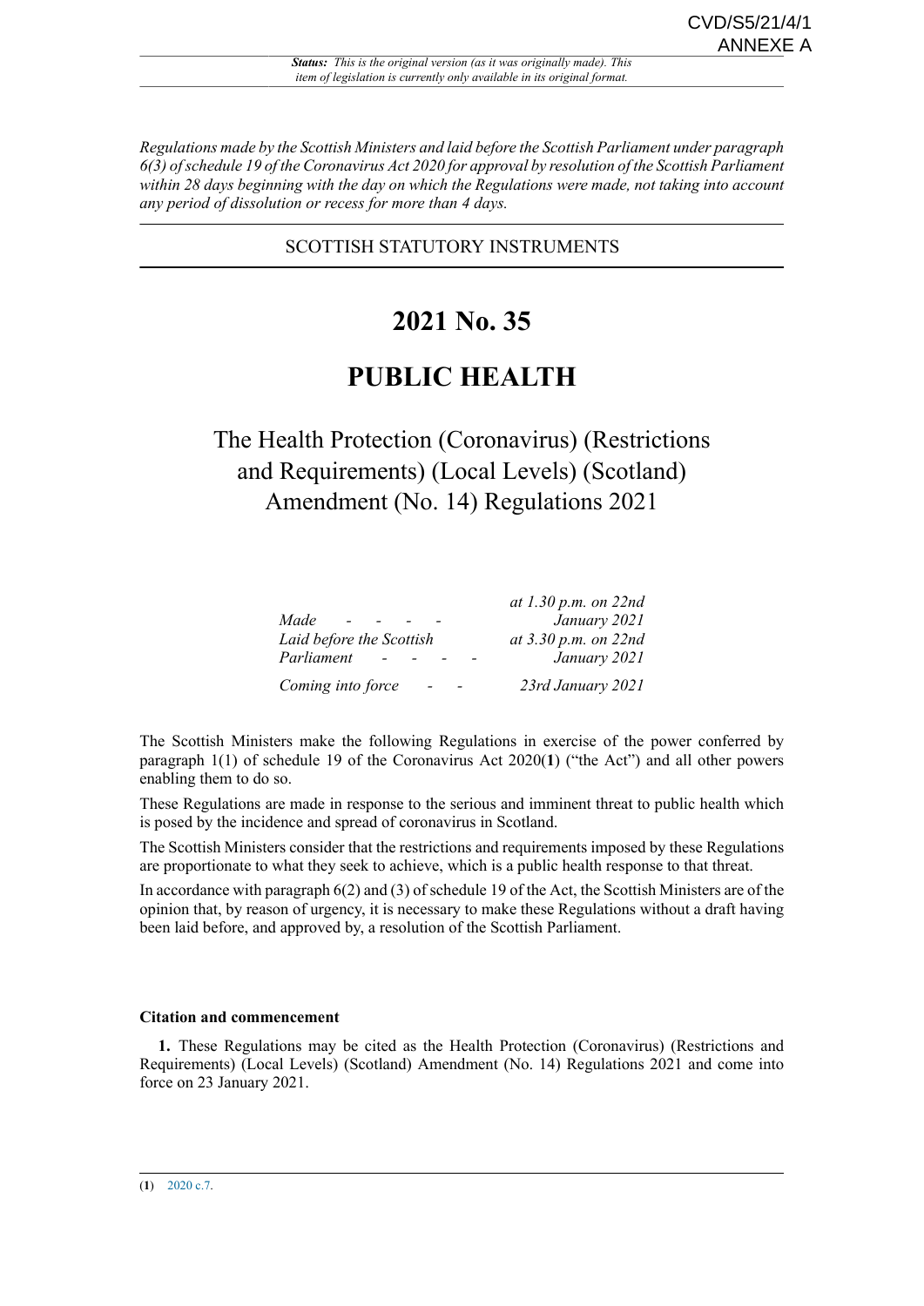*Status: This is the original version (as it was originally made). This item of legislation is currently only available in its original format.*

*Regulations made by the Scottish Ministers and laid before the Scottish Parliament under paragraph 6(3) of schedule 19 of the Coronavirus Act 2020 for approval by resolution of the Scottish Parliament within 28 days beginning with the day on which the Regulations were made, not taking into account any period of dissolution or recess for more than 4 days.*

SCOTTISH STATUTORY INSTRUMENTS

# 2021 No. 35

# PUBLIC HEALTH

## The Health Protection (Coronavirus) (Restrictions and Requirements) (Local Levels) (Scotland) Amendment (No. 14) Regulations 2021

| | |
|---|---|
| *Made* | *at 1.30 p.m. on 22nd January 2021* |
| *Laid before the Scottish Parliament* | *at 3.30 p.m. on 22nd January 2021* |
| *Coming into force* | *23rd January 2021* |

The Scottish Ministers make the following Regulations in exercise of the power conferred by paragraph 1(1) of schedule 19 of the Coronavirus Act 2020(**1**) ("the Act") and all other powers enabling them to do so.

These Regulations are made in response to the serious and imminent threat to public health which is posed by the incidence and spread of coronavirus in Scotland.

The Scottish Ministers consider that the restrictions and requirements imposed by these Regulations are proportionate to what they seek to achieve, which is a public health response to that threat.

In accordance with paragraph 6(2) and (3) of schedule 19 of the Act, the Scottish Ministers are of the opinion that, by reason of urgency, it is necessary to make these Regulations without a draft having been laid before, and approved by, a resolution of the Scottish Parliament.

**Citation and commencement**

**1.** These Regulations may be cited as the Health Protection (Coronavirus) (Restrictions and Requirements) (Local Levels) (Scotland) Amendment (No. 14) Regulations 2021 and come into force on 23 January 2021.

---

(**1**) 2020 c.7.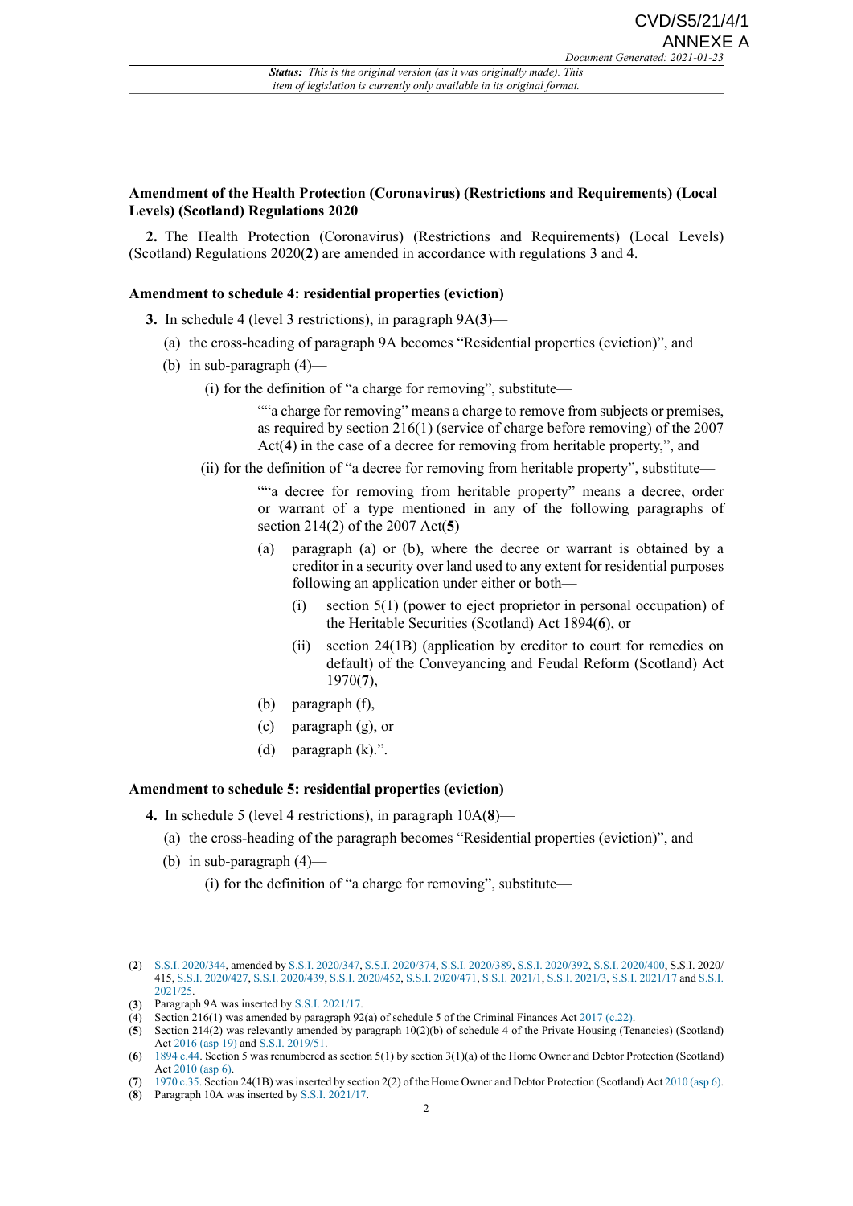### Amendment of the Health Protection (Coronavirus) (Restrictions and Requirements) (Local Levels) (Scotland) Regulations 2020

**2.** The Health Protection (Coronavirus) (Restrictions and Requirements) (Local Levels) (Scotland) Regulations 2020([2]) are amended in accordance with regulations 3 and 4.

### Amendment to schedule 4: residential properties (eviction)

**3.** In schedule 4 (level 3 restrictions), in paragraph 9A([3])—

(a) the cross-heading of paragraph 9A becomes "Residential properties (eviction)", and

(b) in sub-paragraph (4)—

(i) for the definition of "a charge for removing", substitute—

""a charge for removing" means a charge to remove from subjects or premises, as required by section 216(1) (service of charge before removing) of the 2007 Act([4]) in the case of a decree for removing from heritable property,", and

(ii) for the definition of "a decree for removing from heritable property", substitute—

""a decree for removing from heritable property" means a decree, order or warrant of a type mentioned in any of the following paragraphs of section 214(2) of the 2007 Act([5])—

(a) paragraph (a) or (b), where the decree or warrant is obtained by a creditor in a security over land used to any extent for residential purposes following an application under either or both—

(i) section 5(1) (power to eject proprietor in personal occupation) of the Heritable Securities (Scotland) Act 1894([6]), or

(ii) section 24(1B) (application by creditor to court for remedies on default) of the Conveyancing and Feudal Reform (Scotland) Act 1970([7]),

(b) paragraph (f),

(c) paragraph (g), or

(d) paragraph (k).".

### Amendment to schedule 5: residential properties (eviction)

**4.** In schedule 5 (level 4 restrictions), in paragraph 10A([8])—

(a) the cross-heading of the paragraph becomes "Residential properties (eviction)", and

(b) in sub-paragraph (4)—

(i) for the definition of "a charge for removing", substitute—

---

([2]) S.S.I. 2020/344, amended by S.S.I. 2020/347, S.S.I. 2020/374, S.S.I. 2020/389, S.S.I. 2020/392, S.S.I. 2020/400, S.S.I. 2020/415, S.S.I. 2020/427, S.S.I. 2020/439, S.S.I. 2020/452, S.S.I. 2020/471, S.S.I. 2021/1, S.S.I. 2021/3, S.S.I. 2021/17 and S.S.I. 2021/25.

([3]) Paragraph 9A was inserted by S.S.I. 2021/17.

([4]) Section 216(1) was amended by paragraph 92(a) of schedule 5 of the Criminal Finances Act 2017 (c.22).

([5]) Section 214(2) was relevantly amended by paragraph 10(2)(b) of schedule 4 of the Private Housing (Tenancies) (Scotland) Act 2016 (asp 19) and S.S.I. 2019/51.

([6]) 1894 c.44. Section 5 was renumbered as section 5(1) by section 3(1)(a) of the Home Owner and Debtor Protection (Scotland) Act 2010 (asp 6).

([7]) 1970 c.35. Section 24(1B) was inserted by section 2(2) of the Home Owner and Debtor Protection (Scotland) Act 2010 (asp 6).

([8]) Paragraph 10A was inserted by S.S.I. 2021/17.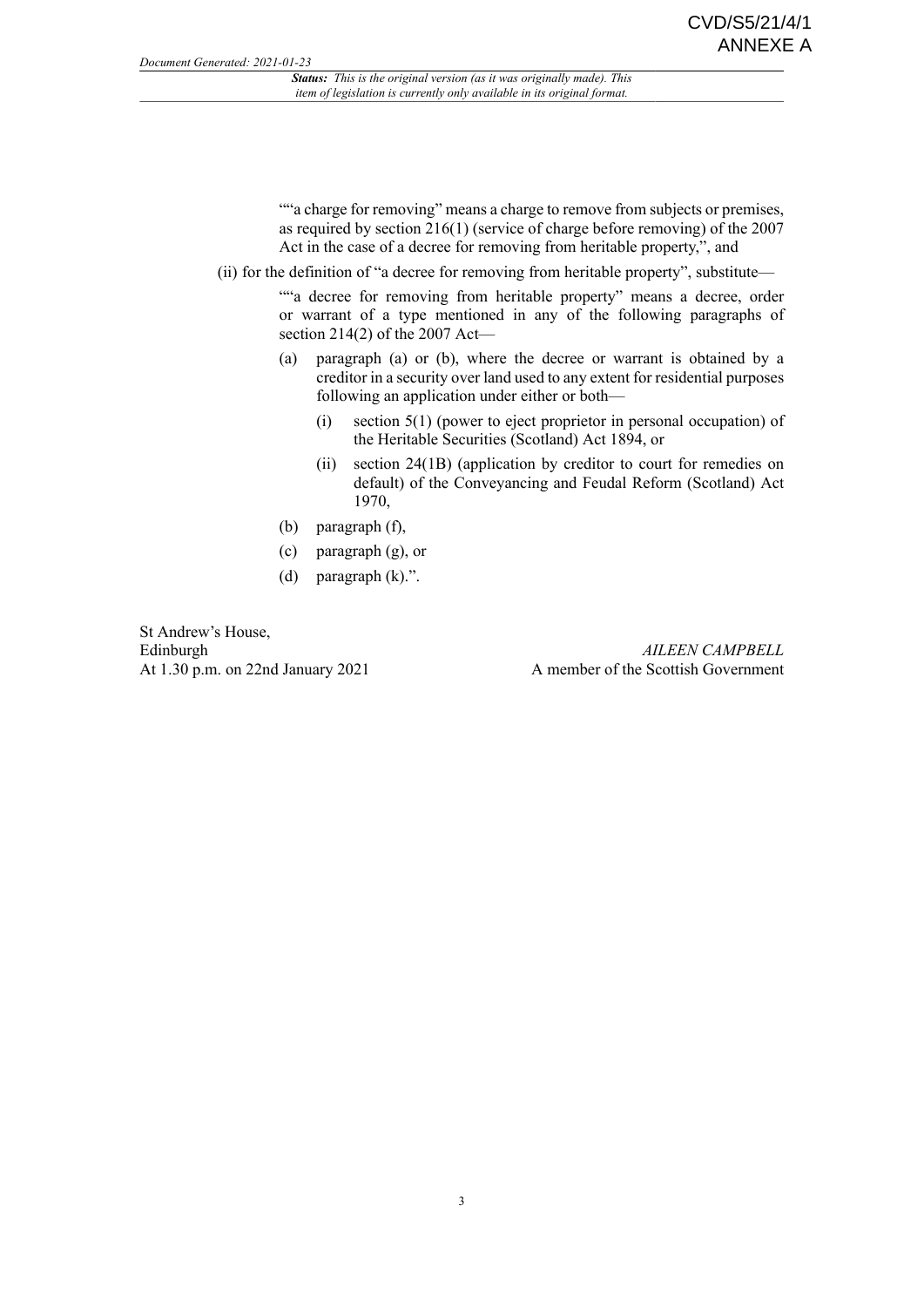""a charge for removing" means a charge to remove from subjects or premises, as required by section 216(1) (service of charge before removing) of the 2007 Act in the case of a decree for removing from heritable property,", and

(ii) for the definition of "a decree for removing from heritable property", substitute—

""a decree for removing from heritable property" means a decree, order or warrant of a type mentioned in any of the following paragraphs of section 214(2) of the 2007 Act—

(a) paragraph (a) or (b), where the decree or warrant is obtained by a creditor in a security over land used to any extent for residential purposes following an application under either or both—

(i) section 5(1) (power to eject proprietor in personal occupation) of the Heritable Securities (Scotland) Act 1894, or

(ii) section 24(1B) (application by creditor to court for remedies on default) of the Conveyancing and Feudal Reform (Scotland) Act 1970,

(b) paragraph (f),

(c) paragraph (g), or

(d) paragraph (k).".

St Andrew's House,
Edinburgh
At 1.30 p.m. on 22nd January 2021

*AILEEN CAMPBELL*
A member of the Scottish Government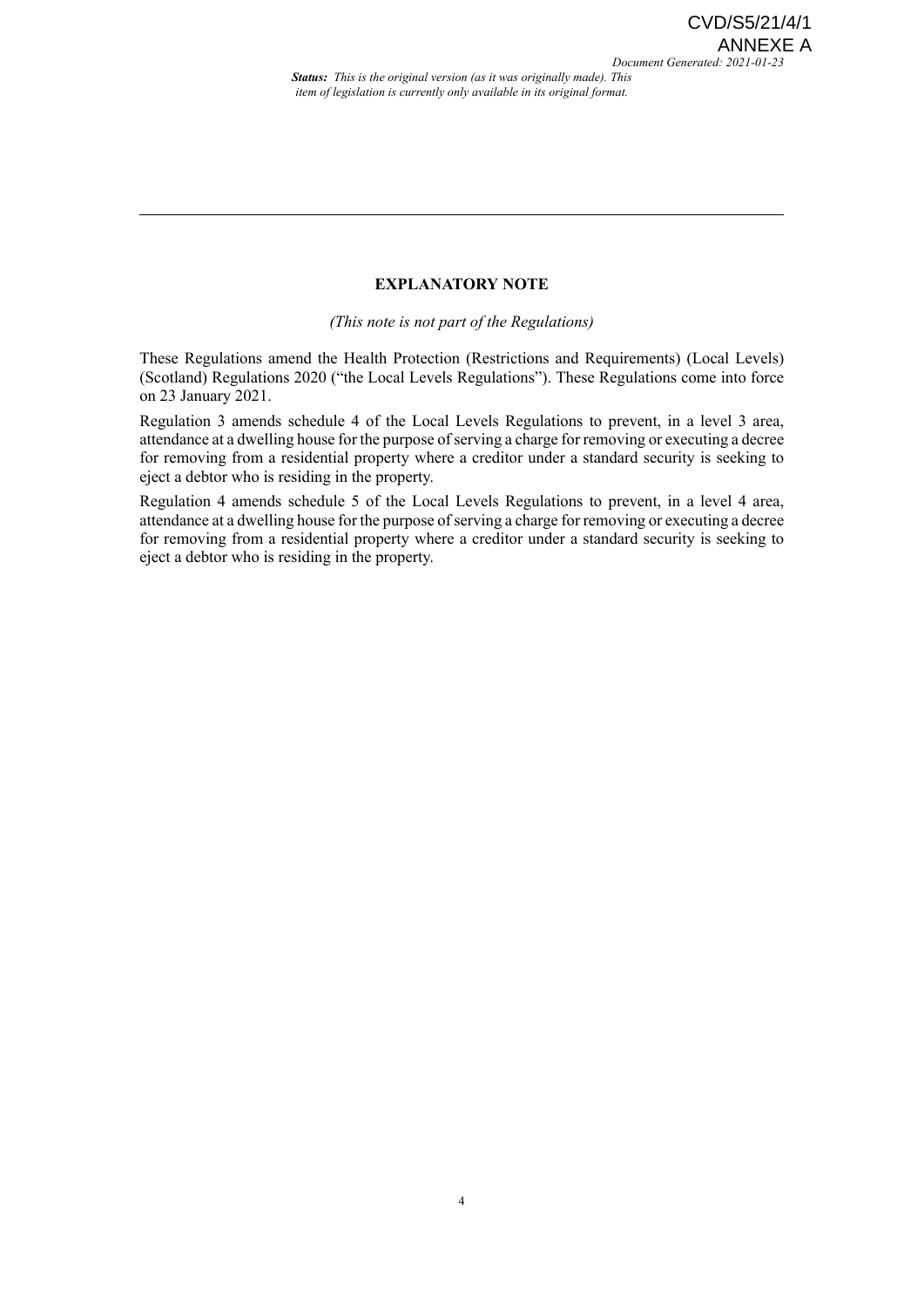## EXPLANATORY NOTE

*(This note is not part of the Regulations)*

These Regulations amend the Health Protection (Restrictions and Requirements) (Local Levels) (Scotland) Regulations 2020 ("the Local Levels Regulations"). These Regulations come into force on 23 January 2021.

Regulation 3 amends schedule 4 of the Local Levels Regulations to prevent, in a level 3 area, attendance at a dwelling house for the purpose of serving a charge for removing or executing a decree for removing from a residential property where a creditor under a standard security is seeking to eject a debtor who is residing in the property.

Regulation 4 amends schedule 5 of the Local Levels Regulations to prevent, in a level 4 area, attendance at a dwelling house for the purpose of serving a charge for removing or executing a decree for removing from a residential property where a creditor under a standard security is seeking to eject a debtor who is residing in the property.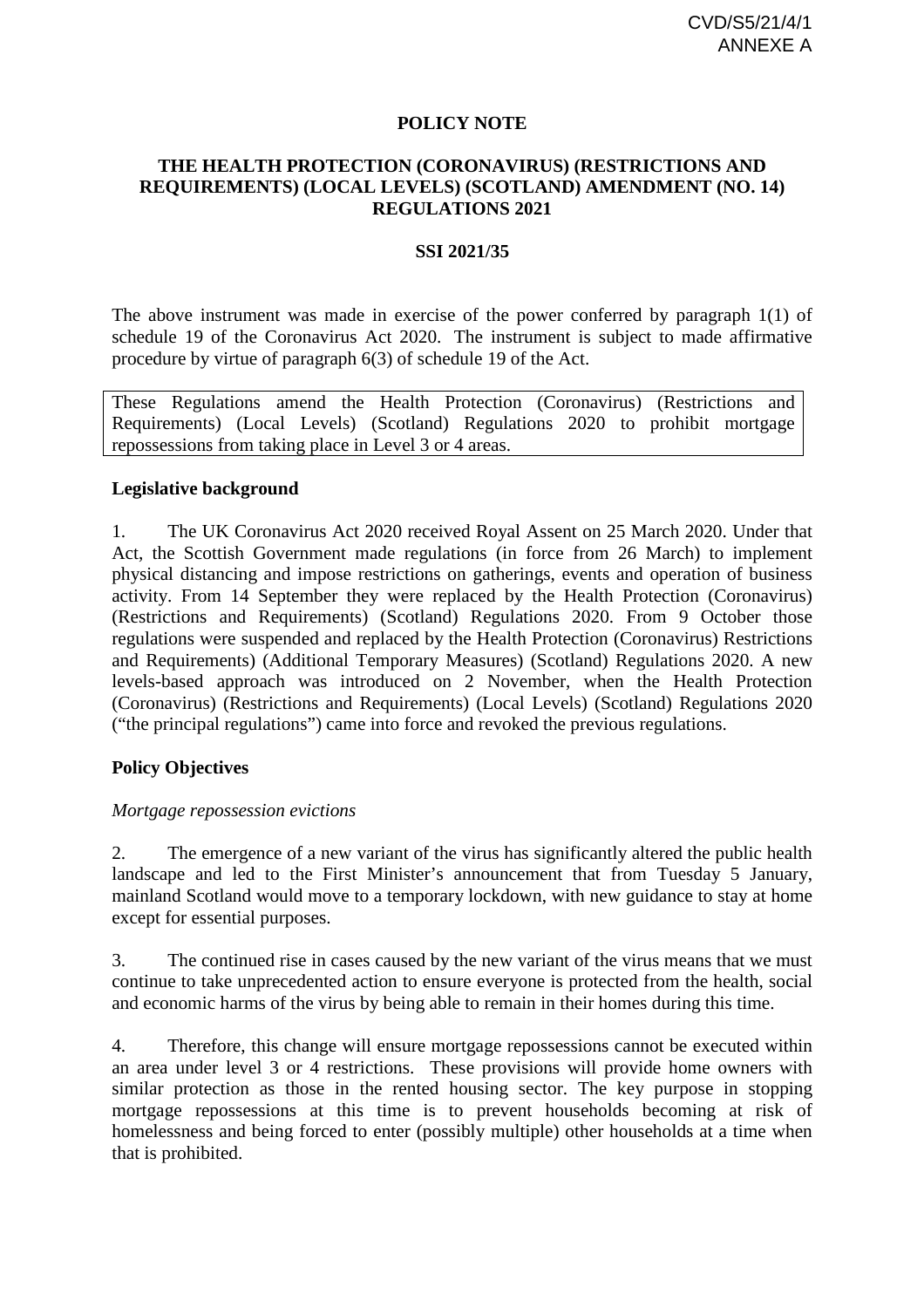CVD/S5/21/4/1
ANNEXE A

**POLICY NOTE**

**THE HEALTH PROTECTION (CORONAVIRUS) (RESTRICTIONS AND REQUIREMENTS) (LOCAL LEVELS) (SCOTLAND) AMENDMENT (NO. 14) REGULATIONS 2021**

**SSI 2021/35**

The above instrument was made in exercise of the power conferred by paragraph 1(1) of schedule 19 of the Coronavirus Act 2020. The instrument is subject to made affirmative procedure by virtue of paragraph 6(3) of schedule 19 of the Act.

These Regulations amend the Health Protection (Coronavirus) (Restrictions and Requirements) (Local Levels) (Scotland) Regulations 2020 to prohibit mortgage repossessions from taking place in Level 3 or 4 areas.

**Legislative background**

1. The UK Coronavirus Act 2020 received Royal Assent on 25 March 2020. Under that Act, the Scottish Government made regulations (in force from 26 March) to implement physical distancing and impose restrictions on gatherings, events and operation of business activity. From 14 September they were replaced by the Health Protection (Coronavirus) (Restrictions and Requirements) (Scotland) Regulations 2020. From 9 October those regulations were suspended and replaced by the Health Protection (Coronavirus) Restrictions and Requirements) (Additional Temporary Measures) (Scotland) Regulations 2020. A new levels-based approach was introduced on 2 November, when the Health Protection (Coronavirus) (Restrictions and Requirements) (Local Levels) (Scotland) Regulations 2020 ("the principal regulations") came into force and revoked the previous regulations.

**Policy Objectives**

*Mortgage repossession evictions*

2. The emergence of a new variant of the virus has significantly altered the public health landscape and led to the First Minister's announcement that from Tuesday 5 January, mainland Scotland would move to a temporary lockdown, with new guidance to stay at home except for essential purposes.

3. The continued rise in cases caused by the new variant of the virus means that we must continue to take unprecedented action to ensure everyone is protected from the health, social and economic harms of the virus by being able to remain in their homes during this time.

4. Therefore, this change will ensure mortgage repossessions cannot be executed within an area under level 3 or 4 restrictions. These provisions will provide home owners with similar protection as those in the rented housing sector. The key purpose in stopping mortgage repossessions at this time is to prevent households becoming at risk of homelessness and being forced to enter (possibly multiple) other households at a time when that is prohibited.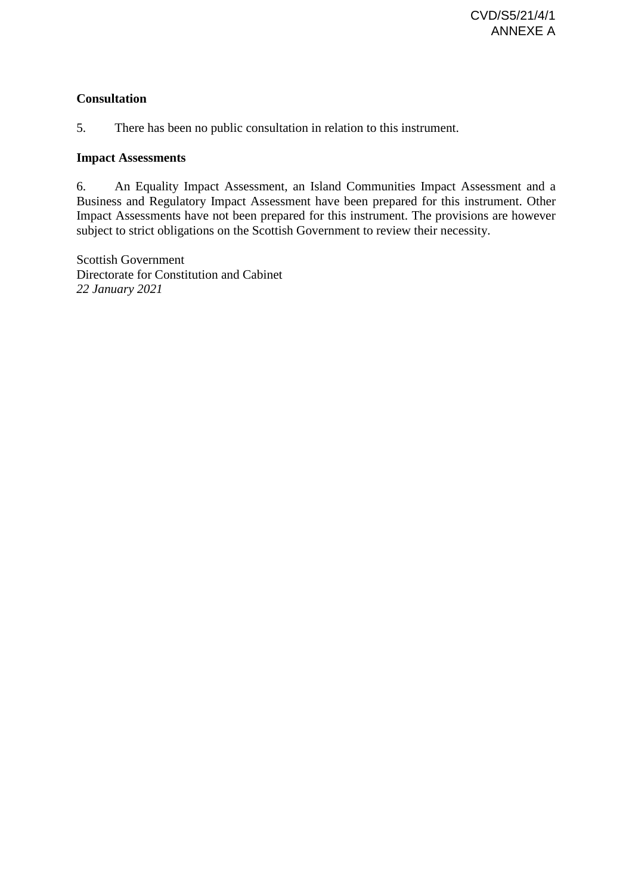**Consultation**

5. There has been no public consultation in relation to this instrument.

**Impact Assessments**

6. An Equality Impact Assessment, an Island Communities Impact Assessment and a Business and Regulatory Impact Assessment have been prepared for this instrument. Other Impact Assessments have not been prepared for this instrument. The provisions are however subject to strict obligations on the Scottish Government to review their necessity.

Scottish Government
Directorate for Constitution and Cabinet
*22 January 2021*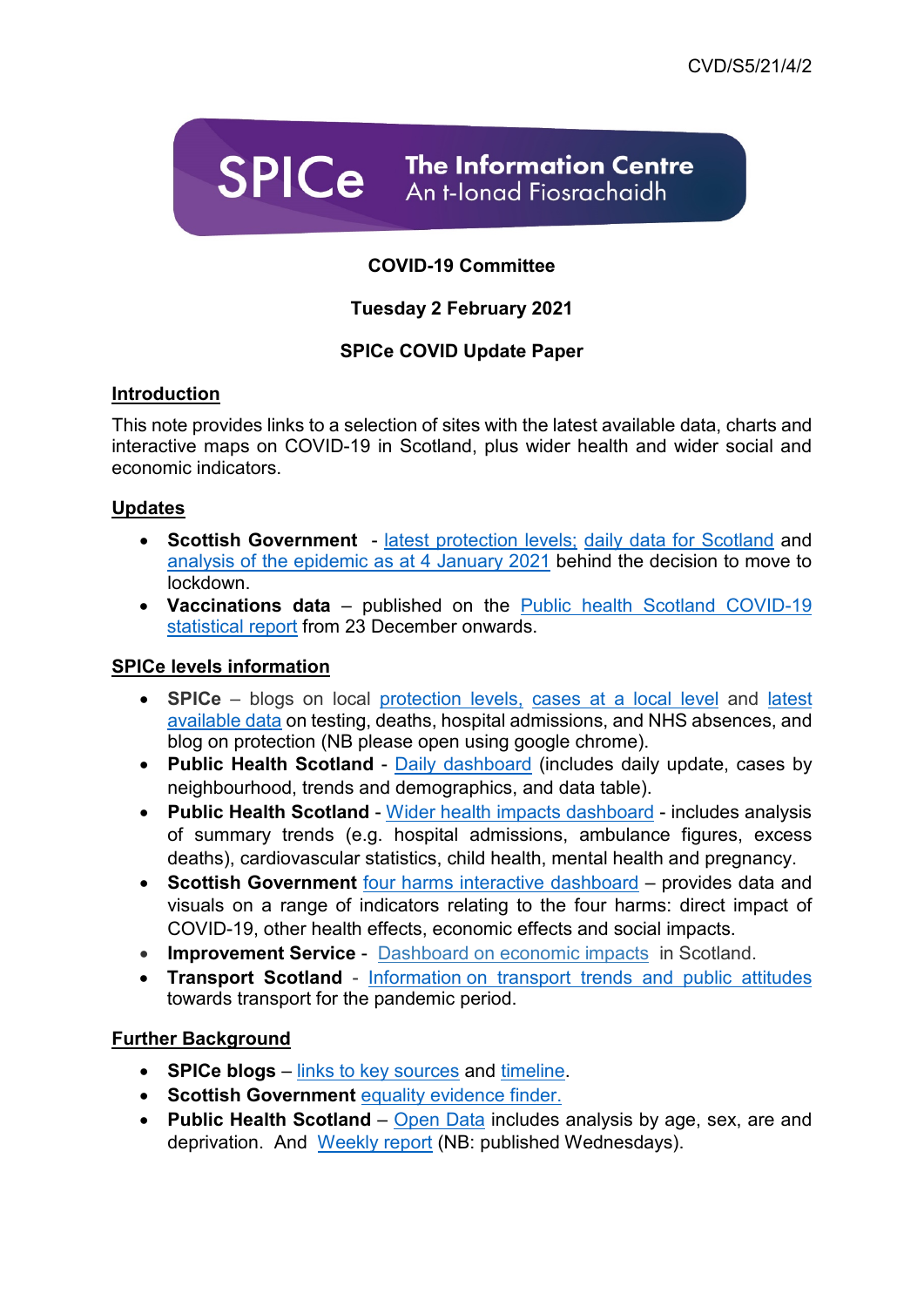CVD/S5/21/4/2

SPICe The Information Centre
An t-Ionad Fiosrachaidh

**COVID-19 Committee**

**Tuesday 2 February 2021**

**SPICe COVID Update Paper**

## Introduction

This note provides links to a selection of sites with the latest available data, charts and interactive maps on COVID-19 in Scotland, plus wider health and wider social and economic indicators.

## Updates

- **Scottish Government** - latest protection levels; daily data for Scotland and analysis of the epidemic as at 4 January 2021 behind the decision to move to lockdown.
- **Vaccinations data** – published on the Public health Scotland COVID-19 statistical report from 23 December onwards.

## SPICe levels information

- **SPICe** – blogs on local protection levels, cases at a local level and latest available data on testing, deaths, hospital admissions, and NHS absences, and blog on protection (NB please open using google chrome).
- **Public Health Scotland** - Daily dashboard (includes daily update, cases by neighbourhood, trends and demographics, and data table).
- **Public Health Scotland** - Wider health impacts dashboard - includes analysis of summary trends (e.g. hospital admissions, ambulance figures, excess deaths), cardiovascular statistics, child health, mental health and pregnancy.
- **Scottish Government** four harms interactive dashboard – provides data and visuals on a range of indicators relating to the four harms: direct impact of COVID-19, other health effects, economic effects and social impacts.
- **Improvement Service** - Dashboard on economic impacts in Scotland.
- **Transport Scotland** - Information on transport trends and public attitudes towards transport for the pandemic period.

## Further Background

- **SPICe blogs** – links to key sources and timeline.
- **Scottish Government** equality evidence finder.
- **Public Health Scotland** – Open Data includes analysis by age, sex, are and deprivation. And Weekly report (NB: published Wednesdays).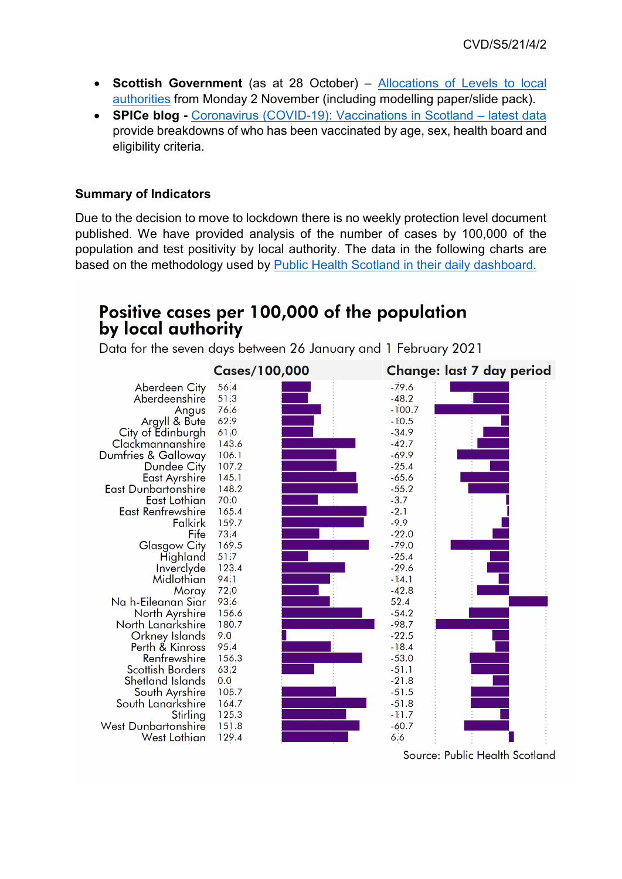- **Scottish Government** (as at 28 October) – Allocations of Levels to local authorities from Monday 2 November (including modelling paper/slide pack).
- **SPICe blog -** Coronavirus (COVID-19): Vaccinations in Scotland – latest data provide breakdowns of who has been vaccinated by age, sex, health board and eligibility criteria.

### Summary of Indicators

Due to the decision to move to lockdown there is no weekly protection level document published. We have provided analysis of the number of cases by 100,000 of the population and test positivity by local authority. The data in the following charts are based on the methodology used by Public Health Scotland in their daily dashboard.

## Positive cases per 100,000 of the population by local authority

Data for the seven days between 26 January and 1 February 2021

| Local authority | Cases/100,000 | Change: last 7 day period |
|---|---|---|
| Aberdeen City | 56.4 | -79.6 |
| Aberdeenshire | 51.3 | -48.2 |
| Angus | 76.6 | -100.7 |
| Argyll & Bute | 62.9 | -10.5 |
| City of Edinburgh | 61.0 | -34.9 |
| Clackmannanshire | 143.6 | -42.7 |
| Dumfries & Galloway | 106.1 | -69.9 |
| Dundee City | 107.2 | -25.4 |
| East Ayrshire | 145.1 | -65.6 |
| East Dunbartonshire | 148.2 | -55.2 |
| East Lothian | 70.0 | -3.7 |
| East Renfrewshire | 165.4 | -2.1 |
| Falkirk | 159.7 | -9.9 |
| Fife | 73.4 | -22.0 |
| Glasgow City | 169.5 | -79.0 |
| Highland | 51.7 | -25.4 |
| Inverclyde | 123.4 | -29.6 |
| Midlothian | 94.1 | -14.1 |
| Moray | 72.0 | -42.8 |
| Na h-Eileanan Siar | 93.6 | 52.4 |
| North Ayrshire | 156.6 | -54.2 |
| North Lanarkshire | 180.7 | -98.7 |
| Orkney Islands | 9.0 | -22.5 |
| Perth & Kinross | 95.4 | -18.4 |
| Renfrewshire | 156.3 | -53.0 |
| Scottish Borders | 63.2 | -51.1 |
| Shetland Islands | 0.0 | -21.8 |
| South Ayrshire | 105.7 | -51.5 |
| South Lanarkshire | 164.7 | -51.8 |
| Stirling | 125.3 | -11.7 |
| West Dunbartonshire | 151.8 | -60.7 |
| West Lothian | 129.4 | 6.6 |

Source: Public Health Scotland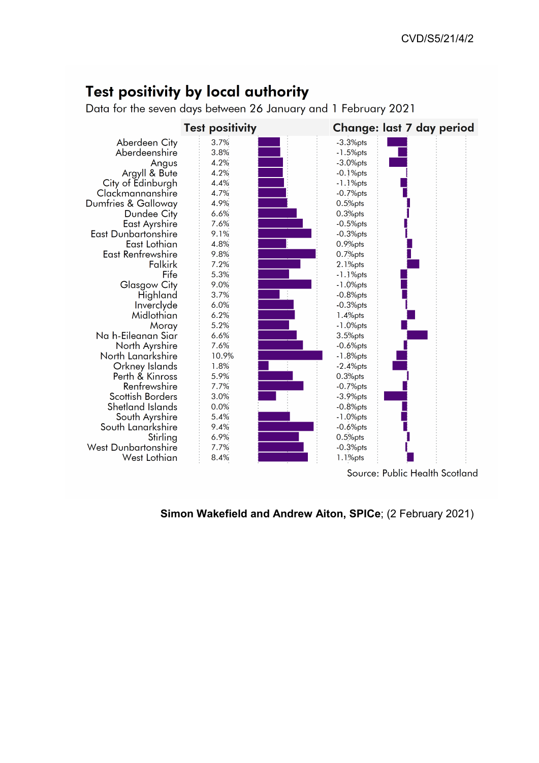# Test positivity by local authority

Data for the seven days between 26 January and 1 February 2021

Test positivity

Change: last 7 day period

Aberdeen City 3.7% -3.3%pts
Aberdeenshire 3.8% -1.5%pts
Angus 4.2% -3.0%pts
Argyll & Bute 4.2% -0.1%pts
City of Edinburgh 4.4% -1.1%pts
Clackmannanshire 4.7% -0.7%pts
Dumfries & Galloway 4.9% 0.5%pts
Dundee City 6.6% 0.3%pts
East Ayrshire 7.6% -0.5%pts
East Dunbartonshire 9.1% -0.3%pts
East Lothian 4.8% 0.9%pts
East Renfrewshire 9.8% 0.7%pts
Falkirk 7.2% 2.1%pts
Fife 5.3% -1.1%pts
Glasgow City 9.0% -1.0%pts
Highland 3.7% -0.8%pts
Inverclyde 6.0% -0.3%pts
Midlothian 6.2% 1.4%pts
Moray 5.2% -1.0%pts
Na h-Eileanan Siar 6.6% 3.5%pts
North Ayrshire 7.6% -0.6%pts
North Lanarkshire 10.9% -1.8%pts
Orkney Islands 1.8% -2.4%pts
Perth & Kinross 5.9% 0.3%pts
Renfrewshire 7.7% -0.7%pts
Scottish Borders 3.0% -3.9%pts
Shetland Islands 0.0% -0.8%pts
South Ayrshire 5.4% -1.0%pts
South Lanarkshire 9.4% -0.6%pts
Stirling 6.9% 0.5%pts
West Dunbartonshire 7.7% -0.3%pts
West Lothian 8.4% 1.1%pts

Source: Public Health Scotland

**Simon Wakefield and Andrew Aiton, SPICe**; (2 February 2021)